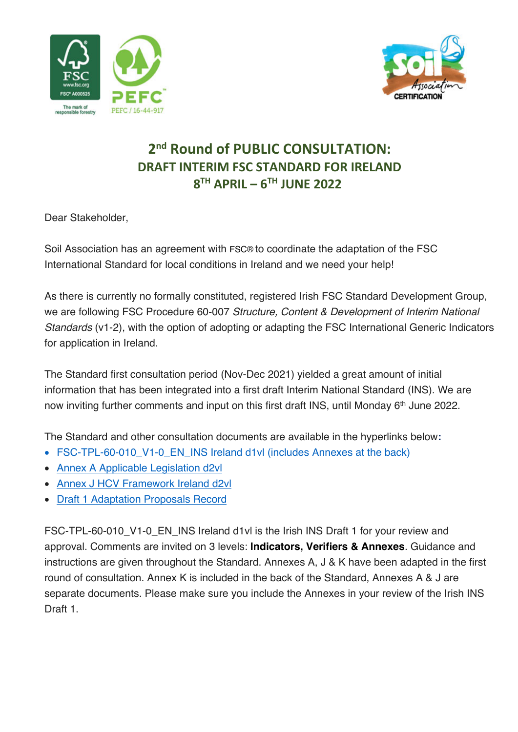# 2nd Round of PUBLIC CONSULTATION:
## DRAFT INTERIM FSC STANDARD FOR IRELAND
## 8TH APRIL – 6TH JUNE 2022

Dear Stakeholder,

Soil Association has an agreement with FSC® to coordinate the adaptation of the FSC International Standard for local conditions in Ireland and we need your help!

As there is currently no formally constituted, registered Irish FSC Standard Development Group, we are following FSC Procedure 60-007 *Structure, Content & Development of Interim National Standards* (v1-2), with the option of adopting or adapting the FSC International Generic Indicators for application in Ireland.

The Standard first consultation period (Nov-Dec 2021) yielded a great amount of initial information that has been integrated into a first draft Interim National Standard (INS). We are now inviting further comments and input on this first draft INS, until Monday 6th June 2022.

The Standard and other consultation documents are available in the hyperlinks below**:**

- FSC-TPL-60-010_V1-0_EN_INS Ireland d1vl (includes Annexes at the back)
- Annex A Applicable Legislation d2vl
- Annex J HCV Framework Ireland d2vl
- Draft 1 Adaptation Proposals Record

FSC-TPL-60-010_V1-0_EN_INS Ireland d1vl is the Irish INS Draft 1 for your review and approval. Comments are invited on 3 levels: **Indicators, Verifiers & Annexes**. Guidance and instructions are given throughout the Standard. Annexes A, J & K have been adapted in the first round of consultation. Annex K is included in the back of the Standard, Annexes A & J are separate documents. Please make sure you include the Annexes in your review of the Irish INS Draft 1.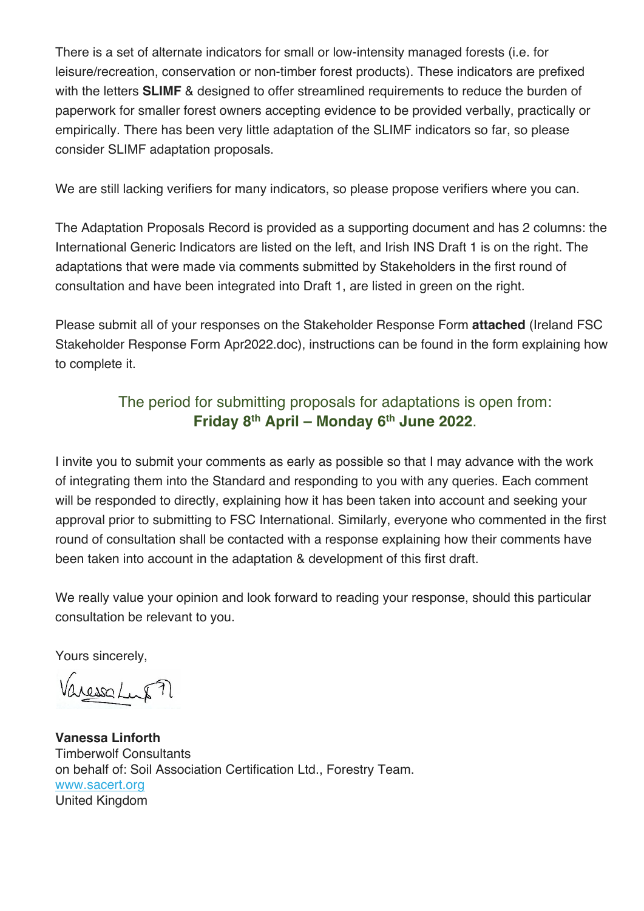There is a set of alternate indicators for small or low-intensity managed forests (i.e. for leisure/recreation, conservation or non-timber forest products). These indicators are prefixed with the letters **SLIMF** & designed to offer streamlined requirements to reduce the burden of paperwork for smaller forest owners accepting evidence to be provided verbally, practically or empirically. There has been very little adaptation of the SLIMF indicators so far, so please consider SLIMF adaptation proposals.

We are still lacking verifiers for many indicators, so please propose verifiers where you can.

The Adaptation Proposals Record is provided as a supporting document and has 2 columns: the International Generic Indicators are listed on the left, and Irish INS Draft 1 is on the right. The adaptations that were made via comments submitted by Stakeholders in the first round of consultation and have been integrated into Draft 1, are listed in green on the right.

Please submit all of your responses on the Stakeholder Response Form **attached** (Ireland FSC Stakeholder Response Form Apr2022.doc), instructions can be found in the form explaining how to complete it.

The period for submitting proposals for adaptations is open from:
**Friday 8th April – Monday 6th June 2022**.

I invite you to submit your comments as early as possible so that I may advance with the work of integrating them into the Standard and responding to you with any queries. Each comment will be responded to directly, explaining how it has been taken into account and seeking your approval prior to submitting to FSC International. Similarly, everyone who commented in the first round of consultation shall be contacted with a response explaining how their comments have been taken into account in the adaptation & development of this first draft.

We really value your opinion and look forward to reading your response, should this particular consultation be relevant to you.

Yours sincerely,

Vanessa Linforth

**Vanessa Linforth**
Timberwolf Consultants
on behalf of: Soil Association Certification Ltd., Forestry Team.
www.sacert.org
United Kingdom